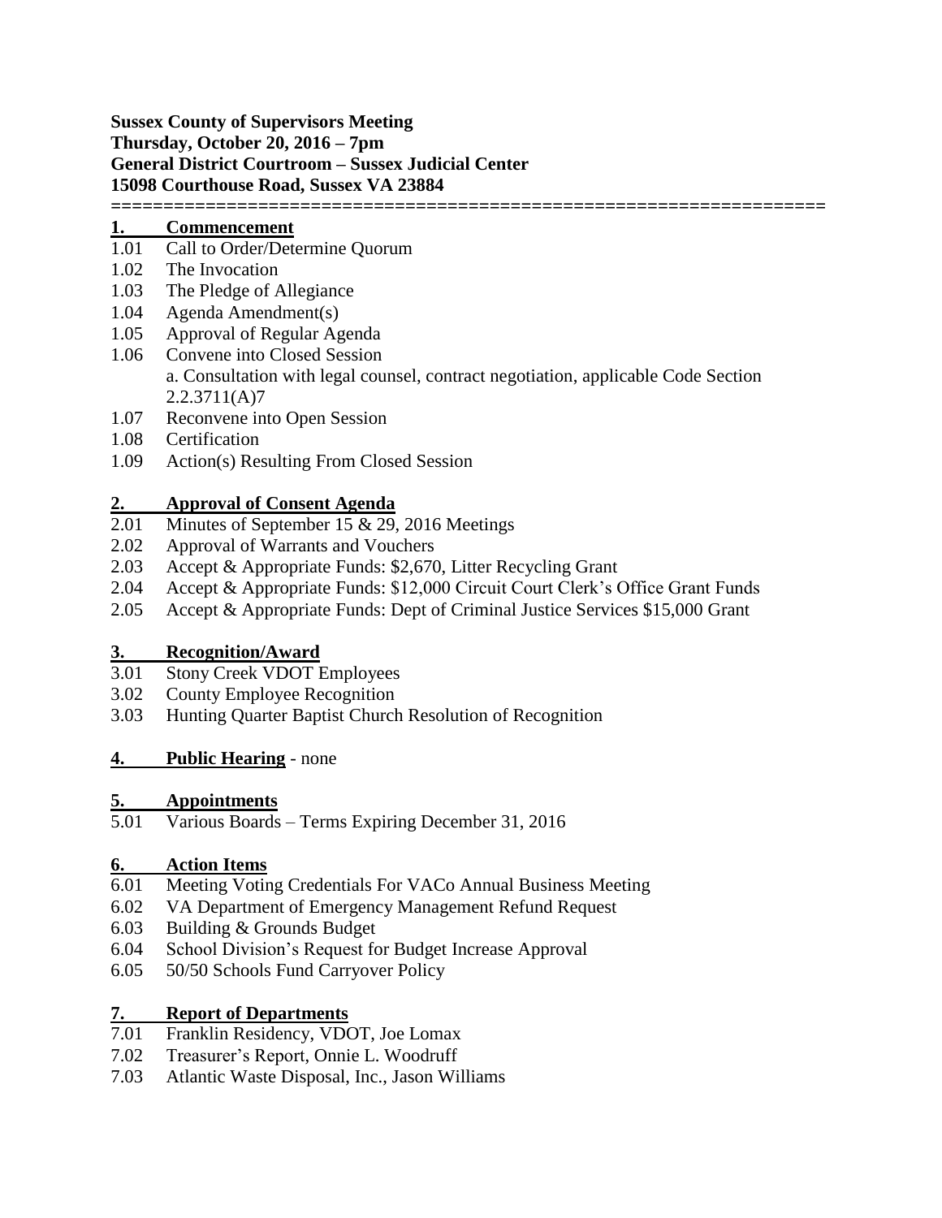**Sussex County of Supervisors Meeting**
**Thursday, October 20, 2016 – 7pm**
**General District Courtroom – Sussex Judicial Center**
**15098 Courthouse Road, Sussex VA 23884**

---

## 1. Commencement

1.01 Call to Order/Determine Quorum
1.02 The Invocation
1.03 The Pledge of Allegiance
1.04 Agenda Amendment(s)
1.05 Approval of Regular Agenda
1.06 Convene into Closed Session
a. Consultation with legal counsel, contract negotiation, applicable Code Section 2.2.3711(A)7
1.07 Reconvene into Open Session
1.08 Certification
1.09 Action(s) Resulting From Closed Session

## 2. Approval of Consent Agenda

2.01 Minutes of September 15 & 29, 2016 Meetings
2.02 Approval of Warrants and Vouchers
2.03 Accept & Appropriate Funds: $2,670, Litter Recycling Grant
2.04 Accept & Appropriate Funds: $12,000 Circuit Court Clerk's Office Grant Funds
2.05 Accept & Appropriate Funds: Dept of Criminal Justice Services $15,000 Grant

## 3. Recognition/Award

3.01 Stony Creek VDOT Employees
3.02 County Employee Recognition
3.03 Hunting Quarter Baptist Church Resolution of Recognition

## 4. Public Hearing - none

## 5. Appointments

5.01 Various Boards – Terms Expiring December 31, 2016

## 6. Action Items

6.01 Meeting Voting Credentials For VACo Annual Business Meeting
6.02 VA Department of Emergency Management Refund Request
6.03 Building & Grounds Budget
6.04 School Division's Request for Budget Increase Approval
6.05 50/50 Schools Fund Carryover Policy

## 7. Report of Departments

7.01 Franklin Residency, VDOT, Joe Lomax
7.02 Treasurer's Report, Onnie L. Woodruff
7.03 Atlantic Waste Disposal, Inc., Jason Williams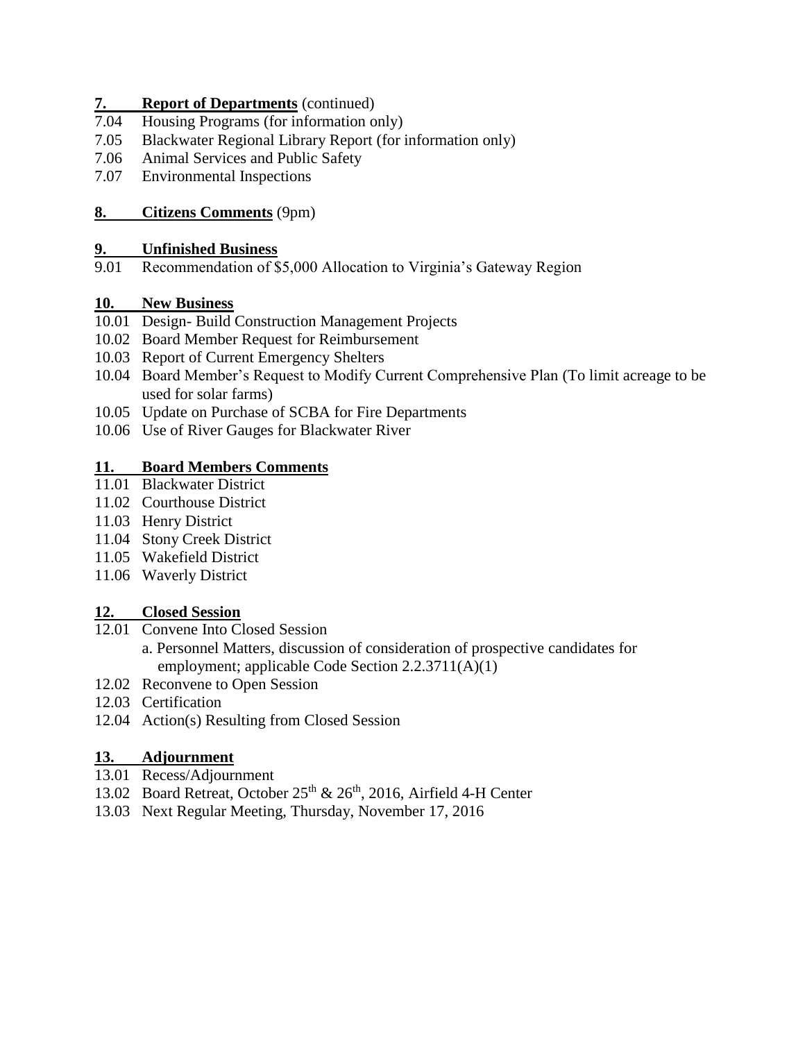**7. Report of Departments** (continued)

7.04 Housing Programs (for information only)
7.05 Blackwater Regional Library Report (for information only)
7.06 Animal Services and Public Safety
7.07 Environmental Inspections

**8. Citizens Comments** (9pm)

**9. Unfinished Business**

9.01 Recommendation of $5,000 Allocation to Virginia's Gateway Region

**10. New Business**

10.01 Design- Build Construction Management Projects
10.02 Board Member Request for Reimbursement
10.03 Report of Current Emergency Shelters
10.04 Board Member's Request to Modify Current Comprehensive Plan (To limit acreage to be used for solar farms)
10.05 Update on Purchase of SCBA for Fire Departments
10.06 Use of River Gauges for Blackwater River

**11. Board Members Comments**

11.01 Blackwater District
11.02 Courthouse District
11.03 Henry District
11.04 Stony Creek District
11.05 Wakefield District
11.06 Waverly District

**12. Closed Session**

12.01 Convene Into Closed Session
  a. Personnel Matters, discussion of consideration of prospective candidates for employment; applicable Code Section 2.2.3711(A)(1)
12.02 Reconvene to Open Session
12.03 Certification
12.04 Action(s) Resulting from Closed Session

**13. Adjournment**

13.01 Recess/Adjournment
13.02 Board Retreat, October 25th & 26th, 2016, Airfield 4-H Center
13.03 Next Regular Meeting, Thursday, November 17, 2016